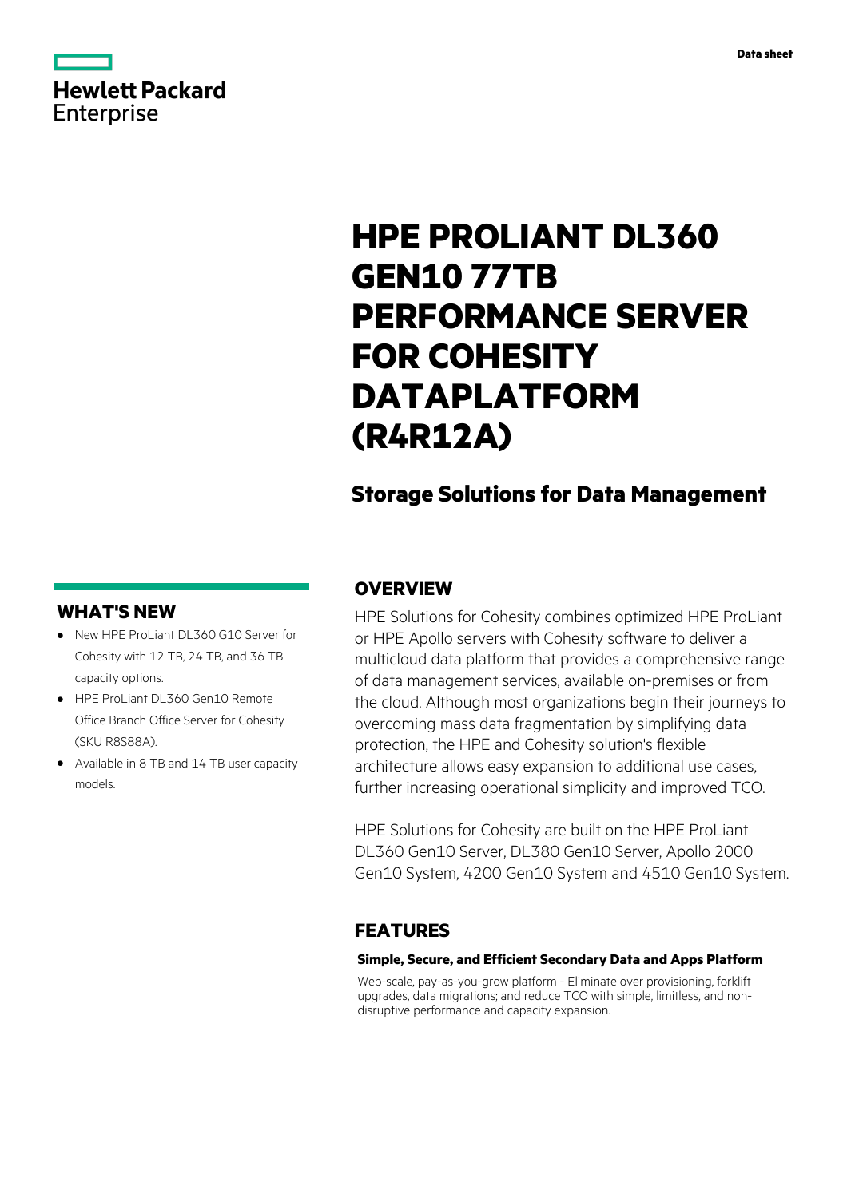Data sheet

Hewlett Packard Enterprise

# HPE PROLIANT DL360 GEN10 77TB PERFORMANCE SERVER FOR COHESITY DATAPLATFORM (R4R12A)

## Storage Solutions for Data Management

## WHAT'S NEW

- New HPE ProLiant DL360 G10 Server for Cohesity with 12 TB, 24 TB, and 36 TB capacity options.
- HPE ProLiant DL360 Gen10 Remote Office Branch Office Server for Cohesity (SKU R8S88A).
- Available in 8 TB and 14 TB user capacity models.

## OVERVIEW

HPE Solutions for Cohesity combines optimized HPE ProLiant or HPE Apollo servers with Cohesity software to deliver a multicloud data platform that provides a comprehensive range of data management services, available on-premises or from the cloud. Although most organizations begin their journeys to overcoming mass data fragmentation by simplifying data protection, the HPE and Cohesity solution's flexible architecture allows easy expansion to additional use cases, further increasing operational simplicity and improved TCO.

HPE Solutions for Cohesity are built on the HPE ProLiant DL360 Gen10 Server, DL380 Gen10 Server, Apollo 2000 Gen10 System, 4200 Gen10 System and 4510 Gen10 System.

## FEATURES

### Simple, Secure, and Efficient Secondary Data and Apps Platform

Web-scale, pay-as-you-grow platform - Eliminate over provisioning, forklift upgrades, data migrations; and reduce TCO with simple, limitless, and non-disruptive performance and capacity expansion.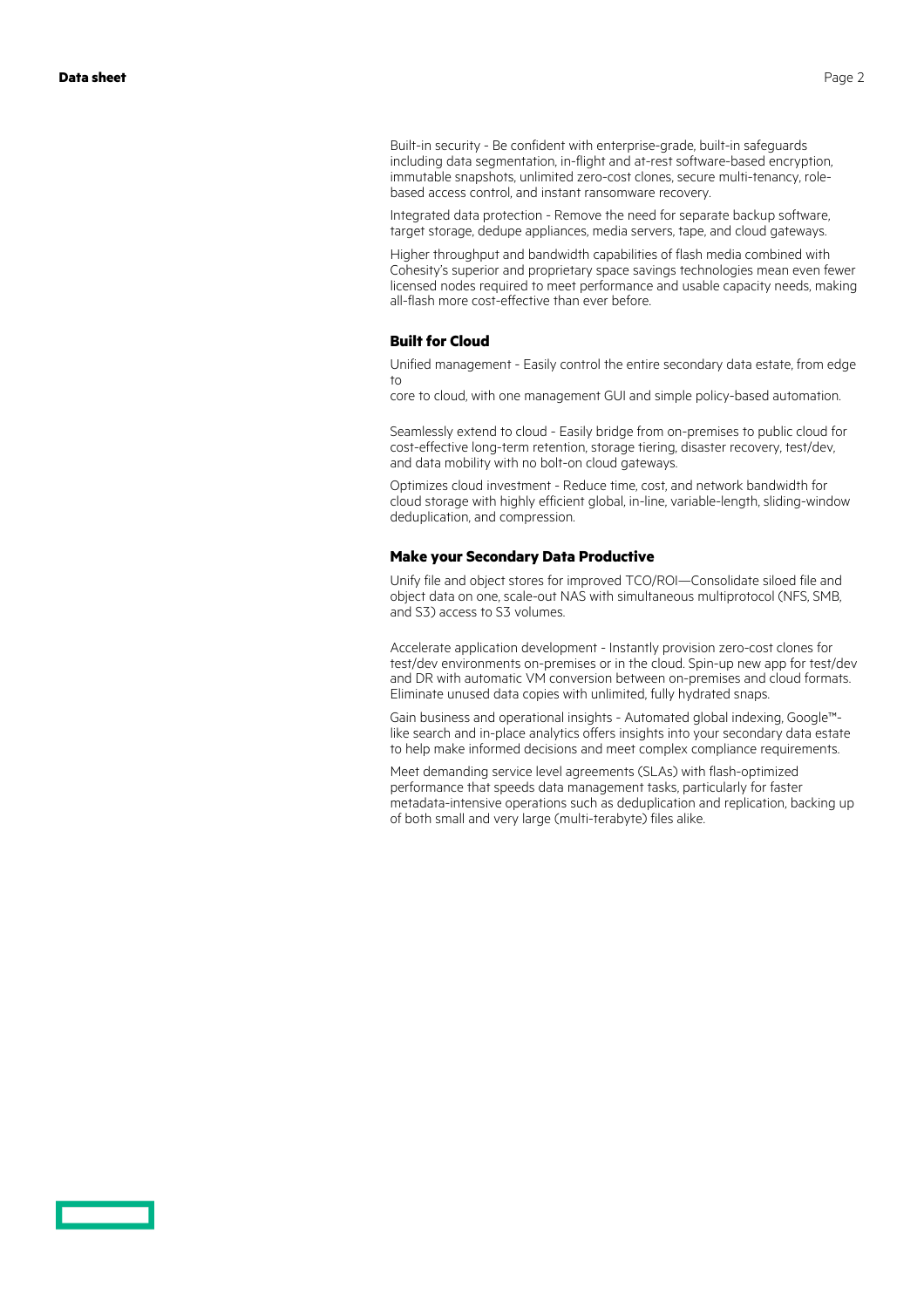Built-in security - Be confident with enterprise-grade, built-in safeguards including data segmentation, in-flight and at-rest software-based encryption, immutable snapshots, unlimited zero-cost clones, secure multi-tenancy, role-based access control, and instant ransomware recovery.

Integrated data protection - Remove the need for separate backup software, target storage, dedupe appliances, media servers, tape, and cloud gateways.

Higher throughput and bandwidth capabilities of flash media combined with Cohesity's superior and proprietary space savings technologies mean even fewer licensed nodes required to meet performance and usable capacity needs, making all-flash more cost-effective than ever before.

### Built for Cloud

Unified management - Easily control the entire secondary data estate, from edge to
core to cloud, with one management GUI and simple policy-based automation.

Seamlessly extend to cloud - Easily bridge from on-premises to public cloud for cost-effective long-term retention, storage tiering, disaster recovery, test/dev, and data mobility with no bolt-on cloud gateways.

Optimizes cloud investment - Reduce time, cost, and network bandwidth for cloud storage with highly efficient global, in-line, variable-length, sliding-window deduplication, and compression.

### Make your Secondary Data Productive

Unify file and object stores for improved TCO/ROI—Consolidate siloed file and object data on one, scale-out NAS with simultaneous multiprotocol (NFS, SMB, and S3) access to S3 volumes.

Accelerate application development - Instantly provision zero-cost clones for test/dev environments on-premises or in the cloud. Spin-up new app for test/dev and DR with automatic VM conversion between on-premises and cloud formats. Eliminate unused data copies with unlimited, fully hydrated snaps.

Gain business and operational insights - Automated global indexing, Google™-like search and in-place analytics offers insights into your secondary data estate to help make informed decisions and meet complex compliance requirements.

Meet demanding service level agreements (SLAs) with flash-optimized performance that speeds data management tasks, particularly for faster metadata-intensive operations such as deduplication and replication, backing up of both small and very large (multi-terabyte) files alike.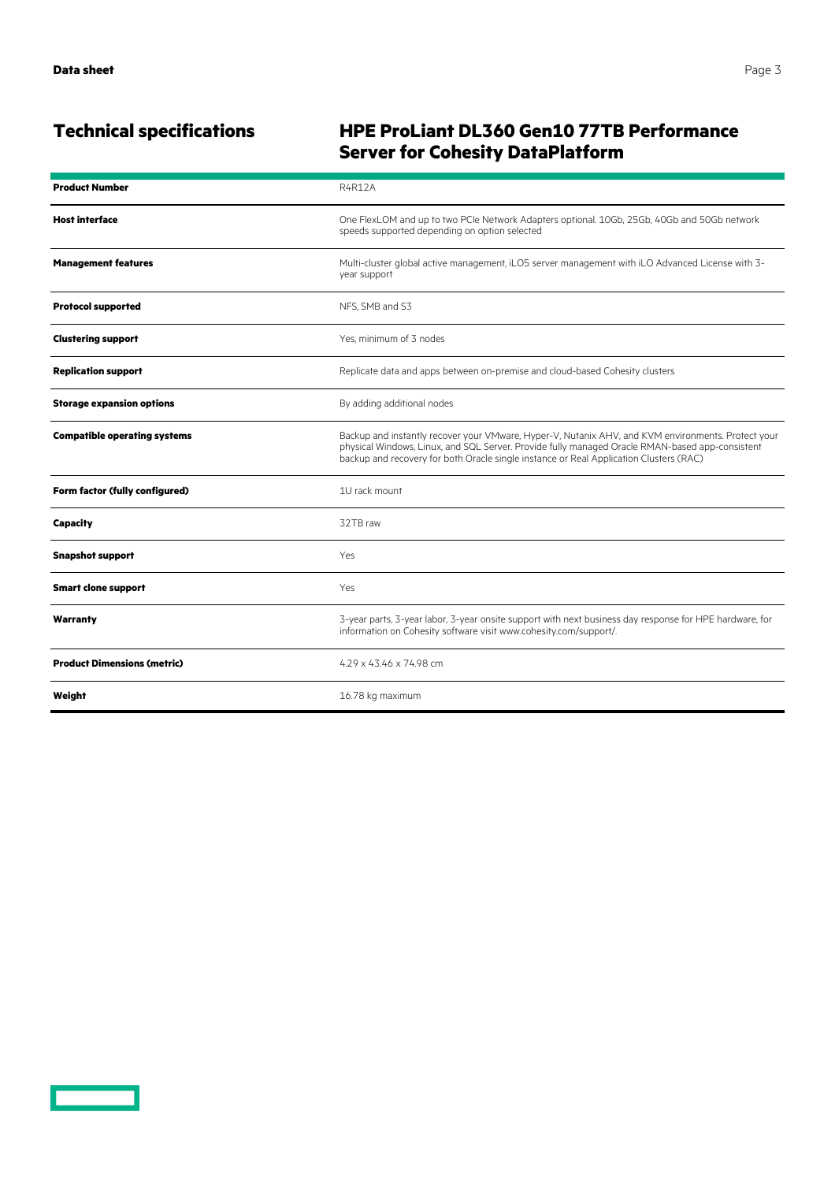## Technical specifications

## HPE ProLiant DL360 Gen10 77TB Performance Server for Cohesity DataPlatform

| | |
|---|---|
| **Product Number** | R4R12A |
| **Host interface** | One FlexLOM and up to two PCIe Network Adapters optional. 10Gb, 25Gb, 40Gb and 50Gb network speeds supported depending on option selected |
| **Management features** | Multi-cluster global active management, iLO5 server management with iLO Advanced License with 3-year support |
| **Protocol supported** | NFS, SMB and S3 |
| **Clustering support** | Yes, minimum of 3 nodes |
| **Replication support** | Replicate data and apps between on-premise and cloud-based Cohesity clusters |
| **Storage expansion options** | By adding additional nodes |
| **Compatible operating systems** | Backup and instantly recover your VMware, Hyper-V, Nutanix AHV, and KVM environments. Protect your physical Windows, Linux, and SQL Server. Provide fully managed Oracle RMAN-based app-consistent backup and recovery for both Oracle single instance or Real Application Clusters (RAC) |
| **Form factor (fully configured)** | 1U rack mount |
| **Capacity** | 32TB raw |
| **Snapshot support** | Yes |
| **Smart clone support** | Yes |
| **Warranty** | 3-year parts, 3-year labor, 3-year onsite support with next business day response for HPE hardware, for information on Cohesity software visit www.cohesity.com/support/. |
| **Product Dimensions (metric)** | 4.29 x 43.46 x 74.98 cm |
| **Weight** | 16.78 kg maximum |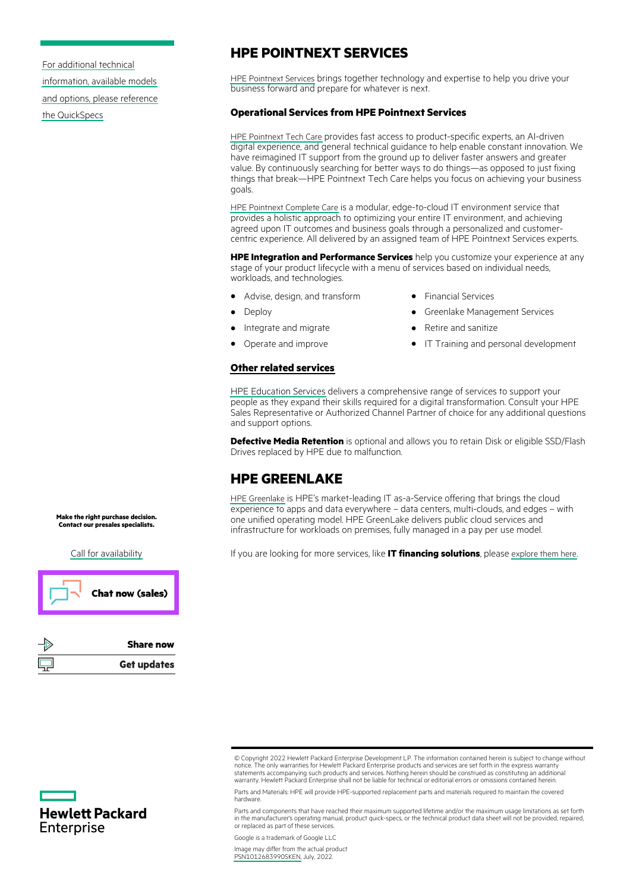For additional technical information, available models and options, please reference the QuickSpecs

# HPE POINTNEXT SERVICES

HPE Pointnext Services brings together technology and expertise to help you drive your business forward and prepare for whatever is next.

### Operational Services from HPE Pointnext Services

HPE Pointnext Tech Care provides fast access to product-specific experts, an AI-driven digital experience, and general technical guidance to help enable constant innovation. We have reimagined IT support from the ground up to deliver faster answers and greater value. By continuously searching for better ways to do things—as opposed to just fixing things that break—HPE Pointnext Tech Care helps you focus on achieving your business goals.

HPE Pointnext Complete Care is a modular, edge-to-cloud IT environment service that provides a holistic approach to optimizing your entire IT environment, and achieving agreed upon IT outcomes and business goals through a personalized and customer-centric experience. All delivered by an assigned team of HPE Pointnext Services experts.

**HPE Integration and Performance Services** help you customize your experience at any stage of your product lifecycle with a menu of services based on individual needs, workloads, and technologies.

- Advise, design, and transform
- Deploy
- Integrate and migrate
- Operate and improve
- Financial Services
- Greenlake Management Services
- Retire and sanitize
- IT Training and personal development

### Other related services

HPE Education Services delivers a comprehensive range of services to support your people as they expand their skills required for a digital transformation. Consult your HPE Sales Representative or Authorized Channel Partner of choice for any additional questions and support options.

**Defective Media Retention** is optional and allows you to retain Disk or eligible SSD/Flash Drives replaced by HPE due to malfunction.

# HPE GREENLAKE

HPE Greenlake is HPE's market-leading IT as-a-Service offering that brings the cloud experience to apps and data everywhere – data centers, multi-clouds, and edges – with one unified operating model. HPE GreenLake delivers public cloud services and infrastructure for workloads on premises, fully managed in a pay per use model.

If you are looking for more services, like **IT financing solutions**, please explore them here.

**Make the right purchase decision. Contact our presales specialists.**

Call for availability

**Chat now (sales)**

**Share now**

**Get updates**

© Copyright 2022 Hewlett Packard Enterprise Development LP. The information contained herein is subject to change without notice. The only warranties for Hewlett Packard Enterprise products and services are set forth in the express warranty statements accompanying such products and services. Nothing herein should be construed as constituting an additional warranty. Hewlett Packard Enterprise shall not be liable for technical or editorial errors or omissions contained herein.

Parts and Materials: HPE will provide HPE-supported replacement parts and materials required to maintain the covered hardware.

Parts and components that have reached their maximum supported lifetime and/or the maximum usage limitations as set forth in the manufacturer's operating manual, product quick-specs, or the technical product data sheet will not be provided, repaired, or replaced as part of these services.

Google is a trademark of Google LLC

Image may differ from the actual product

PSN1012683990SKEN, July, 2022.

**Hewlett Packard Enterprise**